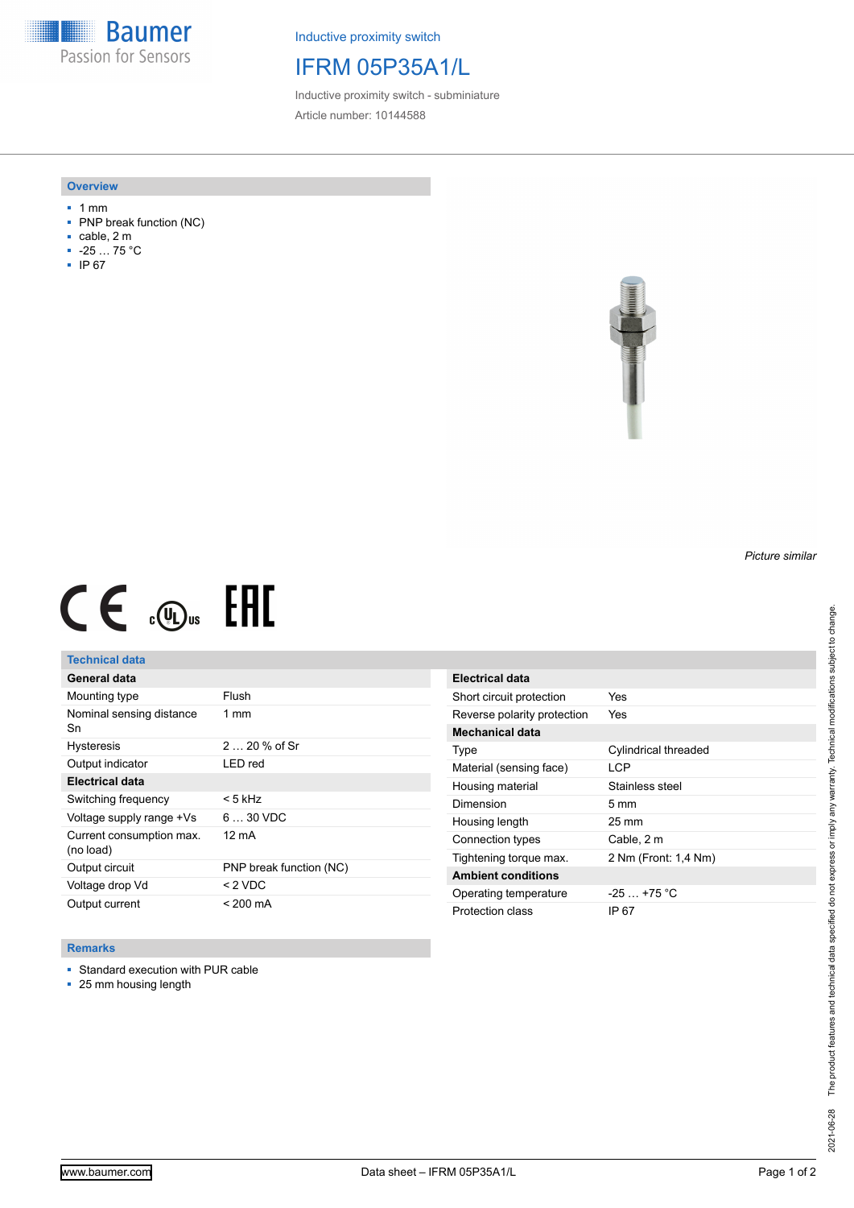Baumer
Passion for Sensors

Inductive proximity switch

# IFRM 05P35A1/L

Inductive proximity switch - subminiature

Article number: 10144588

## Overview

- 1 mm
- PNP break function (NC)
- cable, 2 m
- -25 … 75 °C
- IP 67

*Picture similar*

## Technical data

| General data | |
|---|---|
| Mounting type | Flush |
| Nominal sensing distance Sn | 1 mm |
| Hysteresis | 2 … 20 % of Sr |
| Output indicator | LED red |
| **Electrical data** | |
| Switching frequency | < 5 kHz |
| Voltage supply range +Vs | 6 … 30 VDC |
| Current consumption max. (no load) | 12 mA |
| Output circuit | PNP break function (NC) |
| Voltage drop Vd | < 2 VDC |
| Output current | < 200 mA |

| Electrical data | |
|---|---|
| Short circuit protection | Yes |
| Reverse polarity protection | Yes |
| **Mechanical data** | |
| Type | Cylindrical threaded |
| Material (sensing face) | LCP |
| Housing material | Stainless steel |
| Dimension | 5 mm |
| Housing length | 25 mm |
| Connection types | Cable, 2 m |
| Tightening torque max. | 2 Nm (Front: 1,4 Nm) |
| **Ambient conditions** | |
| Operating temperature | -25 … +75 °C |
| Protection class | IP 67 |

## Remarks

- Standard execution with PUR cable
- 25 mm housing length

2021-06-28 The product features and technical data specified do not express or imply any warranty. Technical modifications subject to change.

www.baumer.com Data sheet – IFRM 05P35A1/L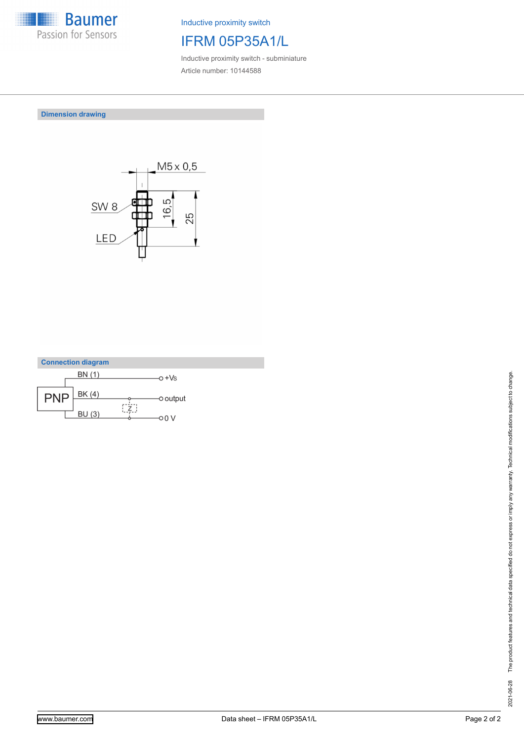Inductive proximity switch

# IFRM 05P35A1/L

Inductive proximity switch - subminiature

Article number: 10144588

## Dimension drawing

M5 x 0,5

SW 8

LED

16,5

25

## Connection diagram

PNP

BN (1)

+Vs

BK (4)

output

Z

BU (3)

0 V

2021-06-28 The product features and technical data specified do not express or imply any warranty. Technical modifications subject to change.

www.baumer.com

Data sheet – IFRM 05P35A1/L